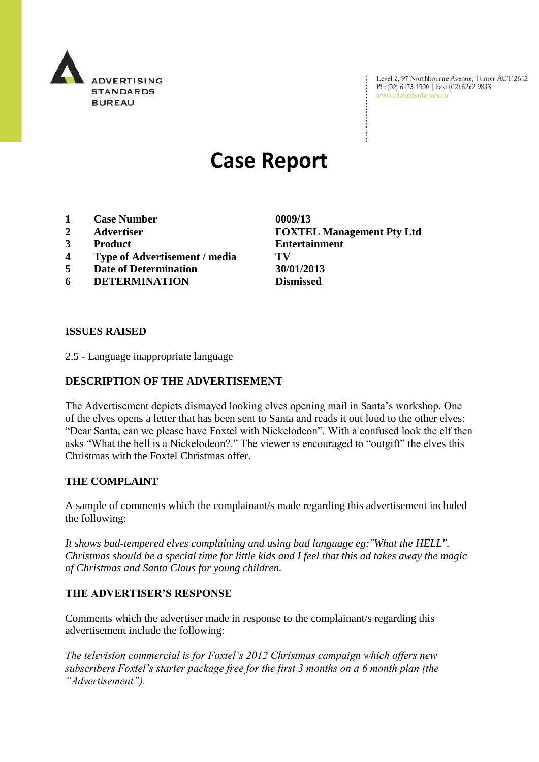ADVERTISING STANDARDS BUREAU

Level 2, 97 Northbourne Avenue, Turner ACT 2612
Ph: (02) 6173 1500 | Fax: (02) 6262 9833
www.adstandards.com.au

# Case Report

| | | |
|---|---|---|
| **1** | **Case Number** | **0009/13** |
| **2** | **Advertiser** | **FOXTEL Management Pty Ltd** |
| **3** | **Product** | **Entertainment** |
| **4** | **Type of Advertisement / media** | **TV** |
| **5** | **Date of Determination** | **30/01/2013** |
| **6** | **DETERMINATION** | **Dismissed** |

**ISSUES RAISED**

2.5 - Language inappropriate language

**DESCRIPTION OF THE ADVERTISEMENT**

The Advertisement depicts dismayed looking elves opening mail in Santa's workshop. One of the elves opens a letter that has been sent to Santa and reads it out loud to the other elves: "Dear Santa, can we please have Foxtel with Nickelodeon". With a confused look the elf then asks "What the hell is a Nickelodeon?." The viewer is encouraged to "outgift" the elves this Christmas with the Foxtel Christmas offer.

**THE COMPLAINT**

A sample of comments which the complainant/s made regarding this advertisement included the following:

*It shows bad-tempered elves complaining and using bad language eg:"What the HELL". Christmas should be a special time for little kids and I feel that this ad takes away the magic of Christmas and Santa Claus for young children.*

**THE ADVERTISER'S RESPONSE**

Comments which the advertiser made in response to the complainant/s regarding this advertisement include the following:

*The television commercial is for Foxtel's 2012 Christmas campaign which offers new subscribers Foxtel's starter package free for the first 3 months on a 6 month plan (the "Advertisement").*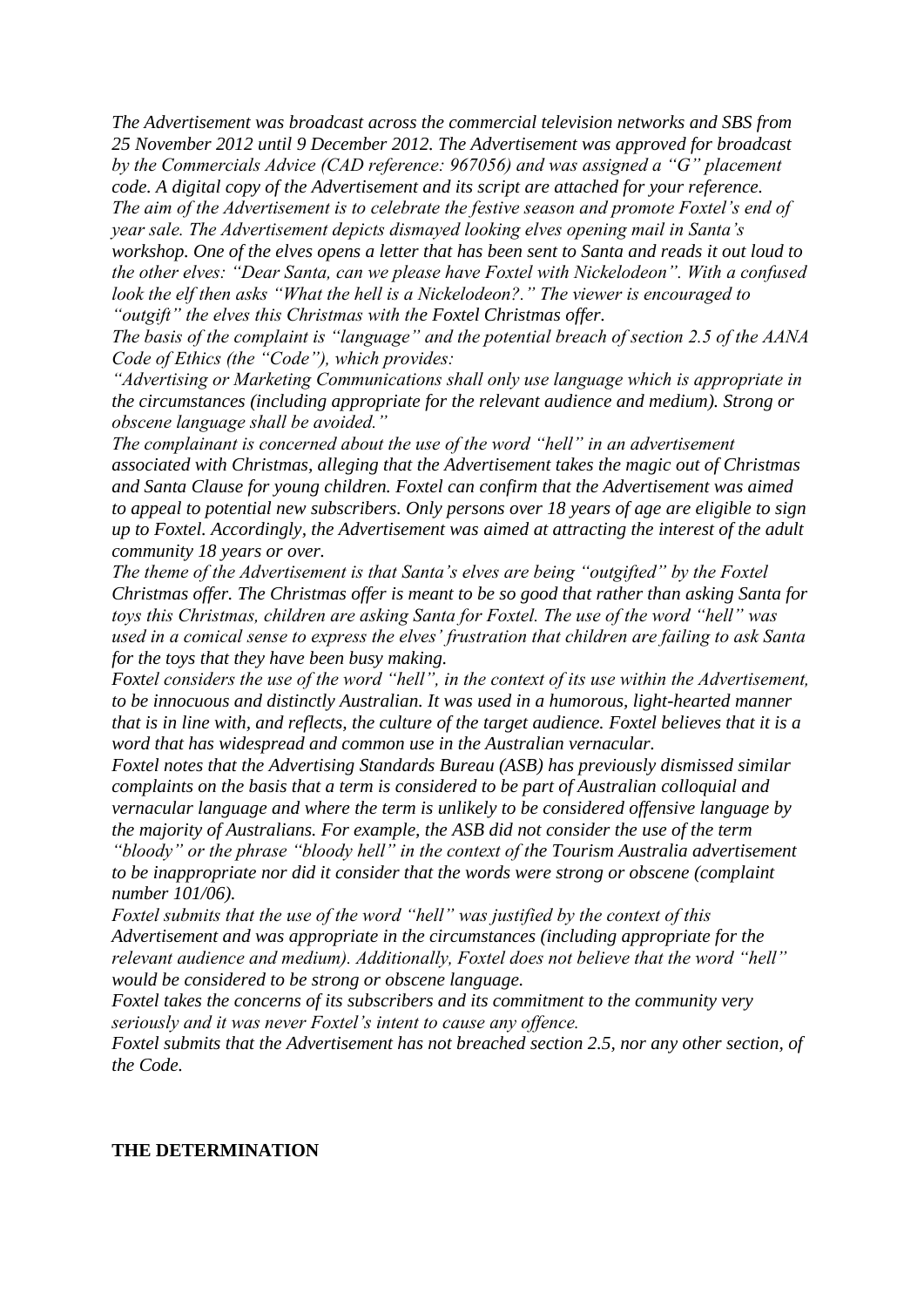*The Advertisement was broadcast across the commercial television networks and SBS from 25 November 2012 until 9 December 2012. The Advertisement was approved for broadcast by the Commercials Advice (CAD reference: 967056) and was assigned a "G" placement code. A digital copy of the Advertisement and its script are attached for your reference.*

*The aim of the Advertisement is to celebrate the festive season and promote Foxtel's end of year sale. The Advertisement depicts dismayed looking elves opening mail in Santa's workshop. One of the elves opens a letter that has been sent to Santa and reads it out loud to the other elves: "Dear Santa, can we please have Foxtel with Nickelodeon". With a confused look the elf then asks "What the hell is a Nickelodeon?." The viewer is encouraged to "outgift" the elves this Christmas with the Foxtel Christmas offer.*

*The basis of the complaint is "language" and the potential breach of section 2.5 of the AANA Code of Ethics (the "Code"), which provides:*

*"Advertising or Marketing Communications shall only use language which is appropriate in the circumstances (including appropriate for the relevant audience and medium). Strong or obscene language shall be avoided."*

*The complainant is concerned about the use of the word "hell" in an advertisement associated with Christmas, alleging that the Advertisement takes the magic out of Christmas and Santa Clause for young children. Foxtel can confirm that the Advertisement was aimed to appeal to potential new subscribers. Only persons over 18 years of age are eligible to sign up to Foxtel. Accordingly, the Advertisement was aimed at attracting the interest of the adult community 18 years or over.*

*The theme of the Advertisement is that Santa's elves are being "outgifted" by the Foxtel Christmas offer. The Christmas offer is meant to be so good that rather than asking Santa for toys this Christmas, children are asking Santa for Foxtel. The use of the word "hell" was used in a comical sense to express the elves' frustration that children are failing to ask Santa for the toys that they have been busy making.*

*Foxtel considers the use of the word "hell", in the context of its use within the Advertisement, to be innocuous and distinctly Australian. It was used in a humorous, light-hearted manner that is in line with, and reflects, the culture of the target audience. Foxtel believes that it is a word that has widespread and common use in the Australian vernacular.*

*Foxtel notes that the Advertising Standards Bureau (ASB) has previously dismissed similar complaints on the basis that a term is considered to be part of Australian colloquial and vernacular language and where the term is unlikely to be considered offensive language by the majority of Australians. For example, the ASB did not consider the use of the term "bloody" or the phrase "bloody hell" in the context of the Tourism Australia advertisement to be inappropriate nor did it consider that the words were strong or obscene (complaint number 101/06).*

*Foxtel submits that the use of the word "hell" was justified by the context of this Advertisement and was appropriate in the circumstances (including appropriate for the relevant audience and medium). Additionally, Foxtel does not believe that the word "hell" would be considered to be strong or obscene language.*

*Foxtel takes the concerns of its subscribers and its commitment to the community very seriously and it was never Foxtel's intent to cause any offence.*

*Foxtel submits that the Advertisement has not breached section 2.5, nor any other section, of the Code.*

**THE DETERMINATION**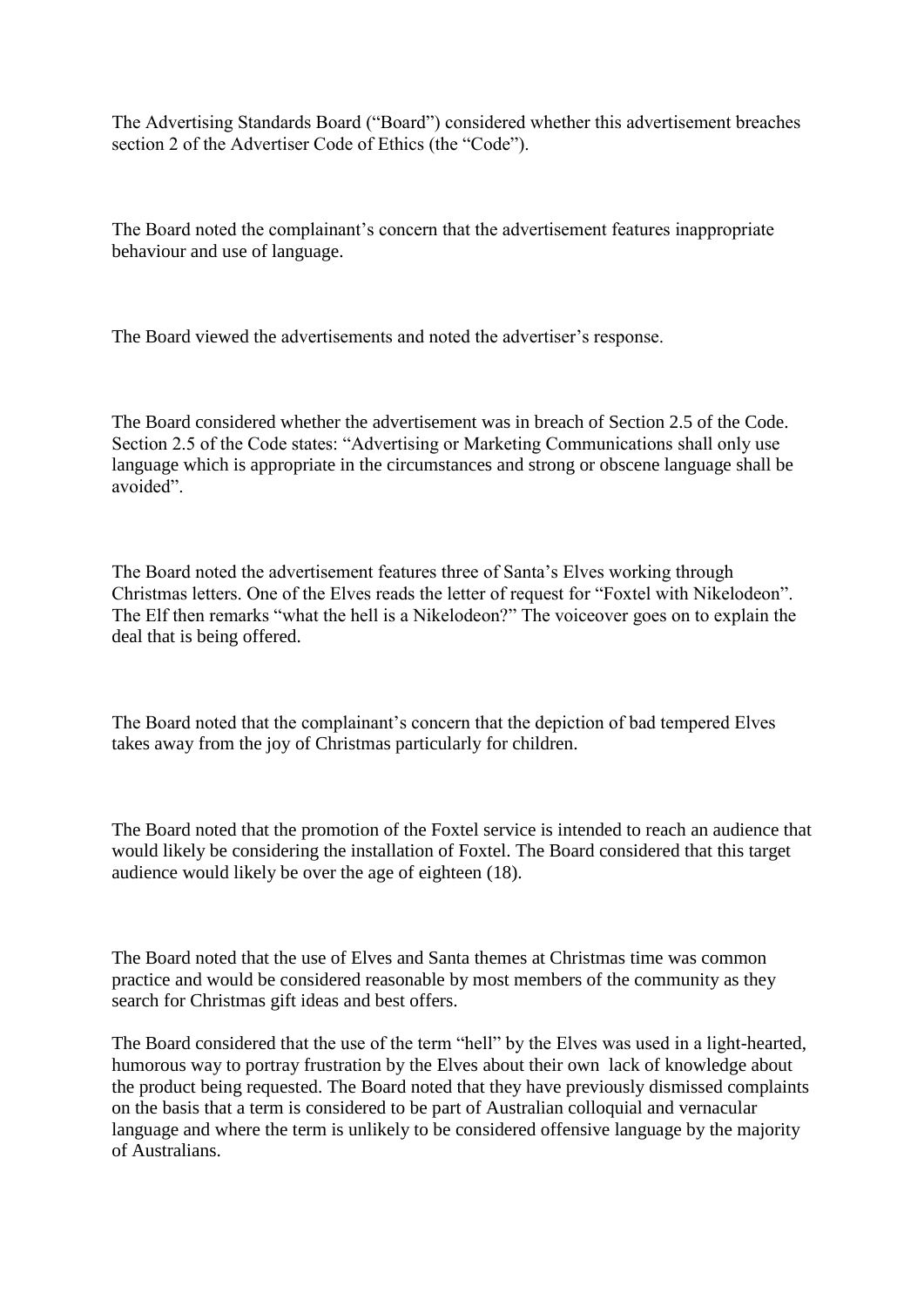The Advertising Standards Board ("Board") considered whether this advertisement breaches section 2 of the Advertiser Code of Ethics (the "Code").

The Board noted the complainant's concern that the advertisement features inappropriate behaviour and use of language.

The Board viewed the advertisements and noted the advertiser's response.

The Board considered whether the advertisement was in breach of Section 2.5 of the Code. Section 2.5 of the Code states: "Advertising or Marketing Communications shall only use language which is appropriate in the circumstances and strong or obscene language shall be avoided".

The Board noted the advertisement features three of Santa's Elves working through Christmas letters. One of the Elves reads the letter of request for "Foxtel with Nikelodeon". The Elf then remarks "what the hell is a Nikelodeon?" The voiceover goes on to explain the deal that is being offered.

The Board noted that the complainant's concern that the depiction of bad tempered Elves takes away from the joy of Christmas particularly for children.

The Board noted that the promotion of the Foxtel service is intended to reach an audience that would likely be considering the installation of Foxtel. The Board considered that this target audience would likely be over the age of eighteen (18).

The Board noted that the use of Elves and Santa themes at Christmas time was common practice and would be considered reasonable by most members of the community as they search for Christmas gift ideas and best offers.

The Board considered that the use of the term "hell" by the Elves was used in a light-hearted, humorous way to portray frustration by the Elves about their own lack of knowledge about the product being requested. The Board noted that they have previously dismissed complaints on the basis that a term is considered to be part of Australian colloquial and vernacular language and where the term is unlikely to be considered offensive language by the majority of Australians.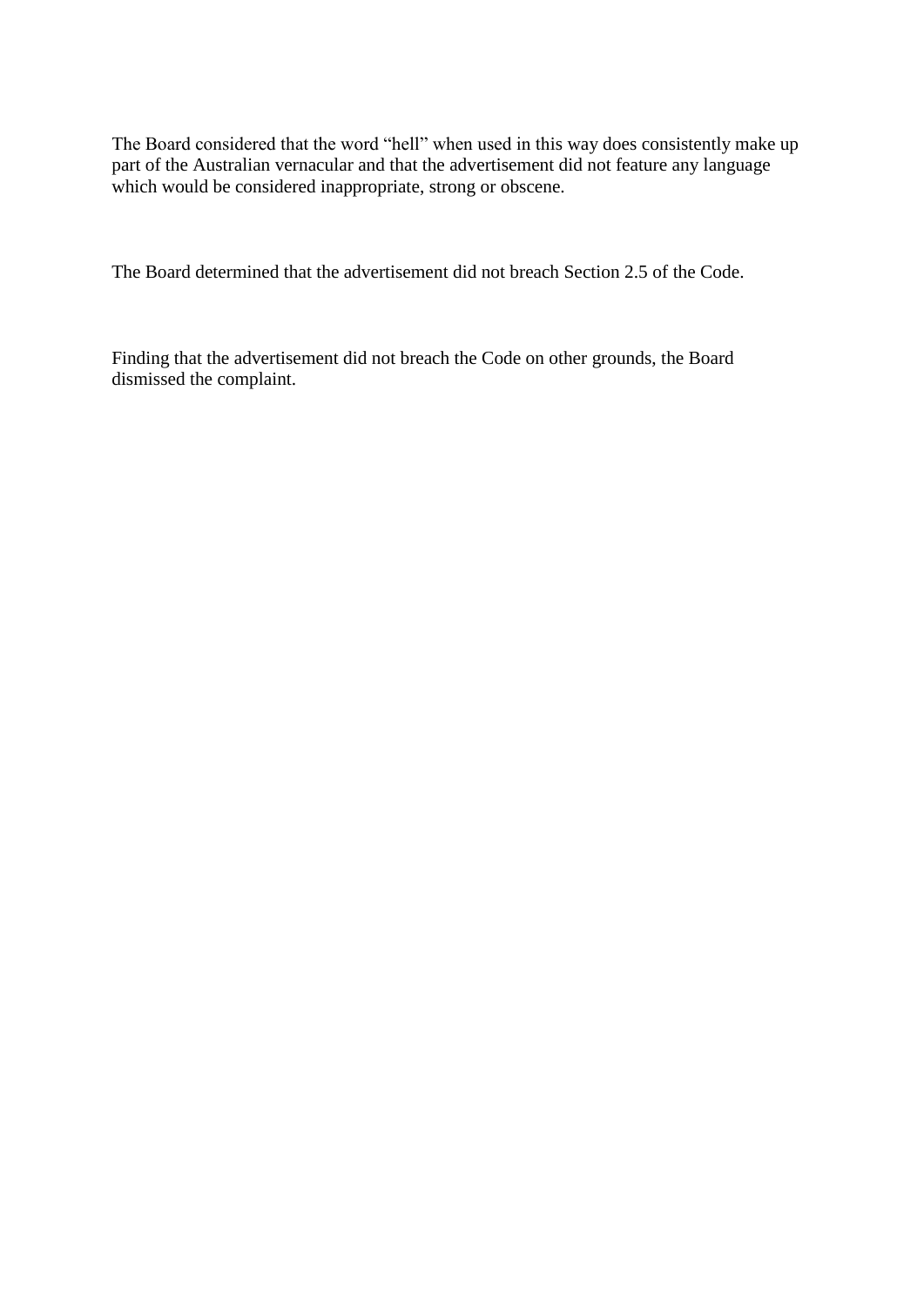The Board considered that the word "hell" when used in this way does consistently make up part of the Australian vernacular and that the advertisement did not feature any language which would be considered inappropriate, strong or obscene.

The Board determined that the advertisement did not breach Section 2.5 of the Code.

Finding that the advertisement did not breach the Code on other grounds, the Board dismissed the complaint.